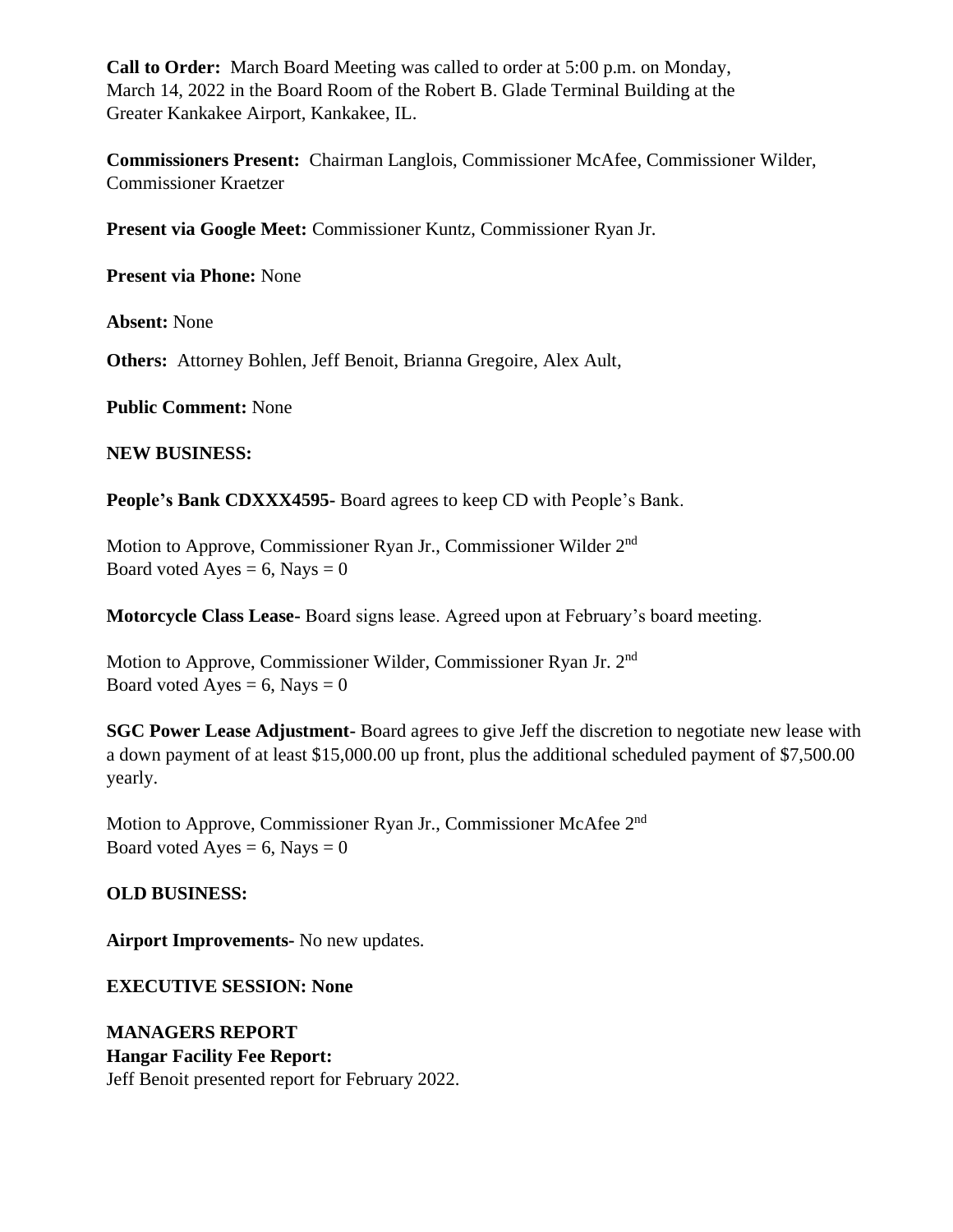**Call to Order:** March Board Meeting was called to order at 5:00 p.m. on Monday, March 14, 2022 in the Board Room of the Robert B. Glade Terminal Building at the Greater Kankakee Airport, Kankakee, IL.

**Commissioners Present:** Chairman Langlois, Commissioner McAfee, Commissioner Wilder, Commissioner Kraetzer

**Present via Google Meet:** Commissioner Kuntz, Commissioner Ryan Jr.

**Present via Phone:** None

**Absent:** None

**Others:** Attorney Bohlen, Jeff Benoit, Brianna Gregoire, Alex Ault,

**Public Comment:** None

**NEW BUSINESS:**

**People's Bank CDXXX4595-** Board agrees to keep CD with People's Bank.

Motion to Approve, Commissioner Ryan Jr., Commissioner Wilder 2nd
Board voted Ayes = 6, Nays = 0

**Motorcycle Class Lease-** Board signs lease. Agreed upon at February's board meeting.

Motion to Approve, Commissioner Wilder, Commissioner Ryan Jr. 2nd
Board voted Ayes = 6, Nays = 0

**SGC Power Lease Adjustment-** Board agrees to give Jeff the discretion to negotiate new lease with a down payment of at least $15,000.00 up front, plus the additional scheduled payment of $7,500.00 yearly.

Motion to Approve, Commissioner Ryan Jr., Commissioner McAfee 2nd
Board voted Ayes = 6, Nays = 0

**OLD BUSINESS:**

**Airport Improvements-** No new updates.

**EXECUTIVE SESSION: None**

**MANAGERS REPORT**
**Hangar Facility Fee Report:**
Jeff Benoit presented report for February 2022.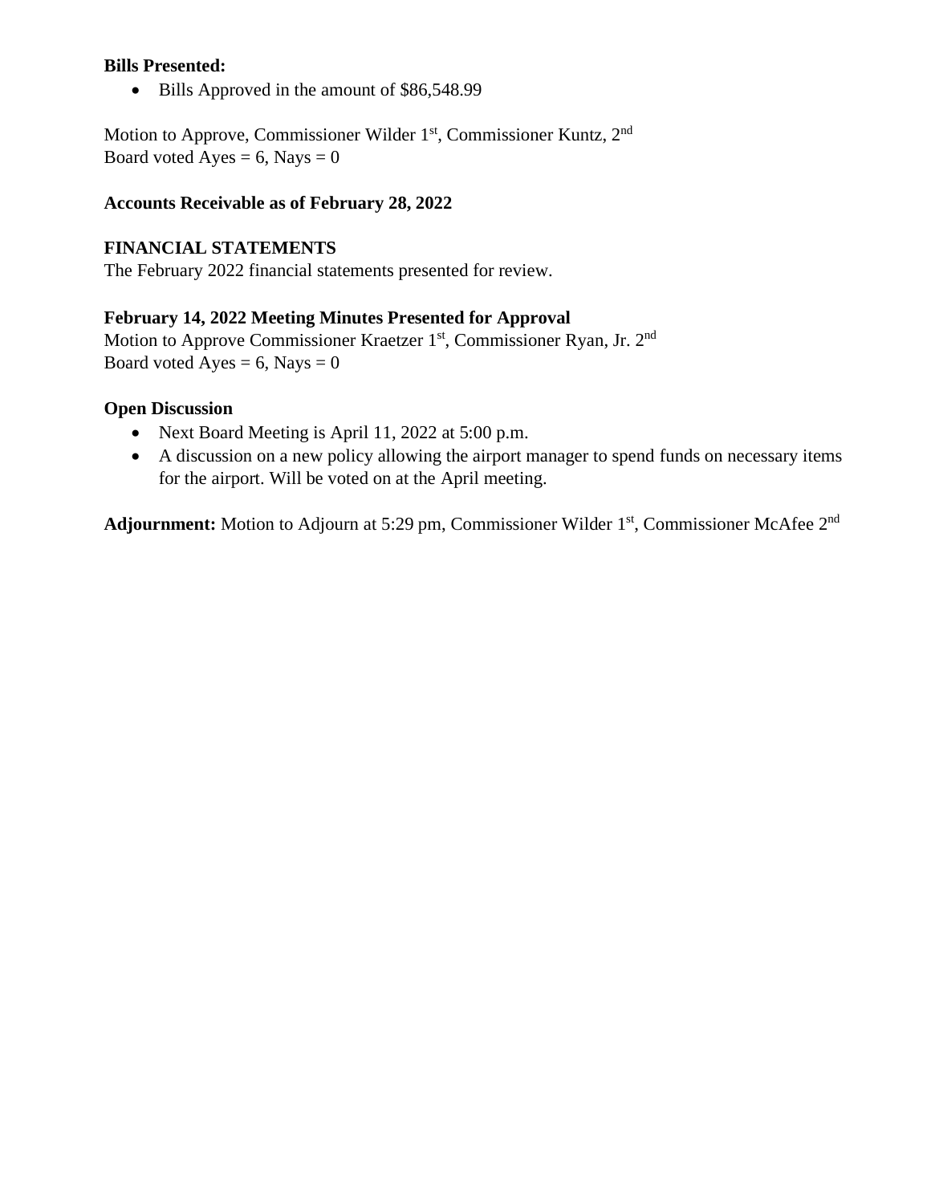**Bills Presented:**

- Bills Approved in the amount of $86,548.99

Motion to Approve, Commissioner Wilder 1st, Commissioner Kuntz, 2nd
Board voted Ayes = 6, Nays = 0

**Accounts Receivable as of February 28, 2022**

**FINANCIAL STATEMENTS**
The February 2022 financial statements presented for review.

**February 14, 2022 Meeting Minutes Presented for Approval**
Motion to Approve Commissioner Kraetzer 1st, Commissioner Ryan, Jr. 2nd
Board voted Ayes = 6, Nays = 0

**Open Discussion**

- Next Board Meeting is April 11, 2022 at 5:00 p.m.
- A discussion on a new policy allowing the airport manager to spend funds on necessary items for the airport. Will be voted on at the April meeting.

**Adjournment:** Motion to Adjourn at 5:29 pm, Commissioner Wilder 1st, Commissioner McAfee 2nd